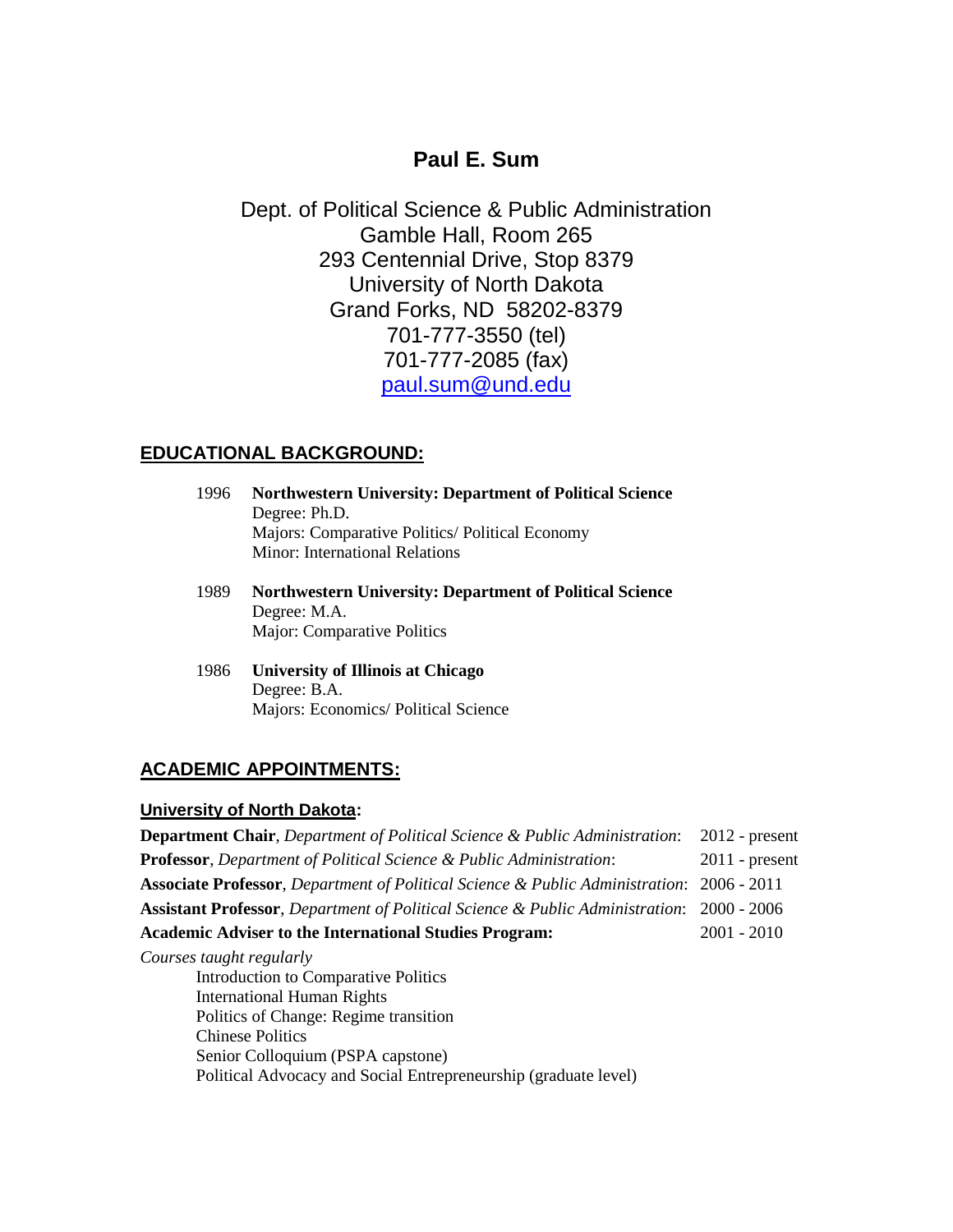# Paul E. Sum

Dept. of Political Science & Public Administration
Gamble Hall, Room 265
293 Centennial Drive, Stop 8379
University of North Dakota
Grand Forks, ND 58202-8379
701-777-3550 (tel)
701-777-2085 (fax)
paul.sum@und.edu

## EDUCATIONAL BACKGROUND:

1996 **Northwestern University: Department of Political Science**
Degree: Ph.D.
Majors: Comparative Politics/ Political Economy
Minor: International Relations

1989 **Northwestern University: Department of Political Science**
Degree: M.A.
Major: Comparative Politics

1986 **University of Illinois at Chicago**
Degree: B.A.
Majors: Economics/ Political Science

## ACADEMIC APPOINTMENTS:

### University of North Dakota:

**Department Chair**, *Department of Political Science & Public Administration*: 2012 - present

**Professor**, *Department of Political Science & Public Administration*: 2011 - present

**Associate Professor**, *Department of Political Science & Public Administration*: 2006 - 2011

**Assistant Professor**, *Department of Political Science & Public Administration*: 2000 - 2006

**Academic Adviser to the International Studies Program:** 2001 - 2010

*Courses taught regularly*

- Introduction to Comparative Politics
- International Human Rights
- Politics of Change: Regime transition
- Chinese Politics
- Senior Colloquium (PSPA capstone)
- Political Advocacy and Social Entrepreneurship (graduate level)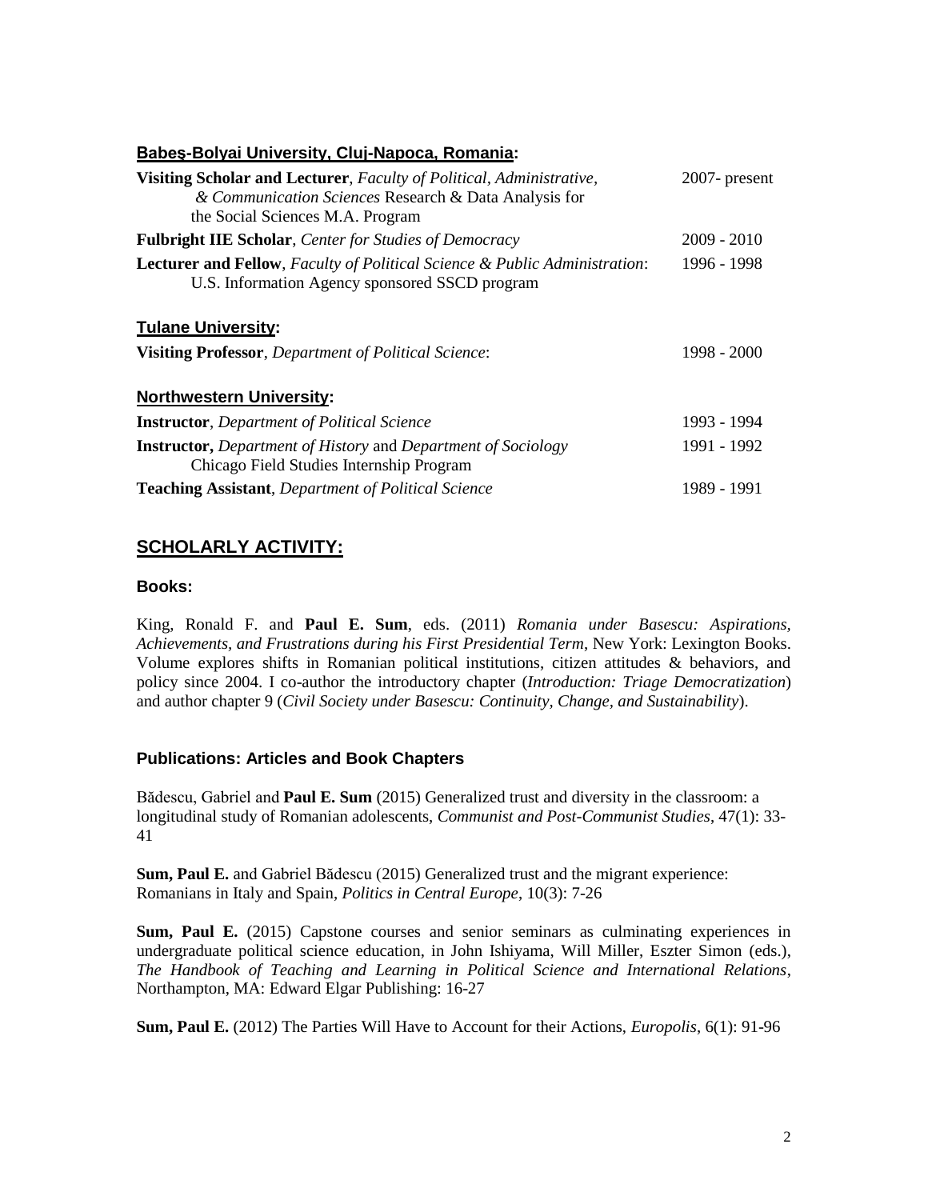### <u>Babeş-Bolyai University, Cluj-Napoca, Romania</u>:

**Visiting Scholar and Lecturer**, *Faculty of Political, Administrative, & Communication Sciences* Research & Data Analysis for the Social Sciences M.A. Program — 2007- present

**Fulbright IIE Scholar**, *Center for Studies of Democracy* — 2009 - 2010

**Lecturer and Fellow**, *Faculty of Political Science & Public Administration*: U.S. Information Agency sponsored SSCD program — 1996 - 1998

### <u>Tulane University</u>:

**Visiting Professor**, *Department of Political Science*: — 1998 - 2000

### <u>Northwestern University</u>:

**Instructor**, *Department of Political Science* — 1993 - 1994

**Instructor,** *Department of History* and *Department of Sociology* Chicago Field Studies Internship Program — 1991 - 1992

**Teaching Assistant**, *Department of Political Science* — 1989 - 1991

## <u>SCHOLARLY ACTIVITY:</u>

### Books:

King, Ronald F. and **Paul E. Sum**, eds. (2011) *Romania under Basescu: Aspirations, Achievements, and Frustrations during his First Presidential Term*, New York: Lexington Books. Volume explores shifts in Romanian political institutions, citizen attitudes & behaviors, and policy since 2004. I co-author the introductory chapter (*Introduction: Triage Democratization*) and author chapter 9 (*Civil Society under Basescu: Continuity, Change, and Sustainability*).

### Publications: Articles and Book Chapters

Bădescu, Gabriel and **Paul E. Sum** (2015) Generalized trust and diversity in the classroom: a longitudinal study of Romanian adolescents, *Communist and Post-Communist Studies*, 47(1): 33-41

**Sum, Paul E.** and Gabriel Bădescu (2015) Generalized trust and the migrant experience: Romanians in Italy and Spain, *Politics in Central Europe*, 10(3): 7-26

**Sum, Paul E.** (2015) Capstone courses and senior seminars as culminating experiences in undergraduate political science education, in John Ishiyama, Will Miller, Eszter Simon (eds.), *The Handbook of Teaching and Learning in Political Science and International Relations*, Northampton, MA: Edward Elgar Publishing: 16-27

**Sum, Paul E.** (2012) The Parties Will Have to Account for their Actions, *Europolis*, 6(1): 91-96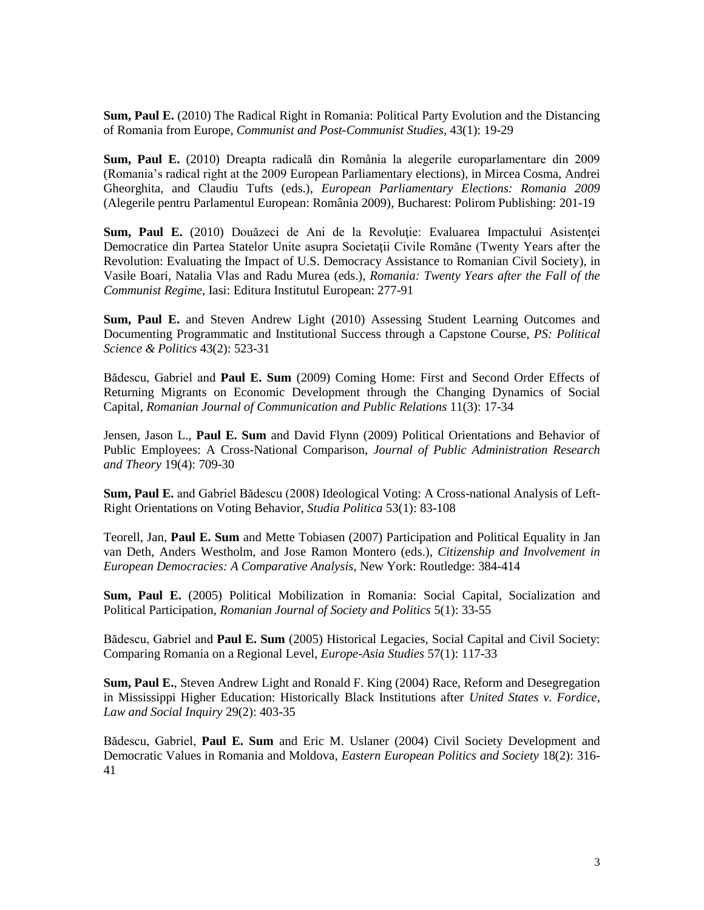**Sum, Paul E.** (2010) The Radical Right in Romania: Political Party Evolution and the Distancing of Romania from Europe, *Communist and Post-Communist Studies*, 43(1): 19-29

**Sum, Paul E.** (2010) Dreapta radicală din România la alegerile europarlamentare din 2009 (Romania's radical right at the 2009 European Parliamentary elections), in Mircea Cosma, Andrei Gheorghita, and Claudiu Tufts (eds.), *European Parliamentary Elections: Romania 2009* (Alegerile pentru Parlamentul European: România 2009), Bucharest: Polirom Publishing: 201-19

**Sum, Paul E.** (2010) Douăzeci de Ani de la Revoluție: Evaluarea Impactului Asistenței Democratice din Partea Statelor Unite asupra Societăţii Civile Române (Twenty Years after the Revolution: Evaluating the Impact of U.S. Democracy Assistance to Romanian Civil Society), in Vasile Boari, Natalia Vlas and Radu Murea (eds.), *Romania: Twenty Years after the Fall of the Communist Regime*, Iasi: Editura Institutul European: 277-91

**Sum, Paul E.** and Steven Andrew Light (2010) Assessing Student Learning Outcomes and Documenting Programmatic and Institutional Success through a Capstone Course, *PS: Political Science & Politics* 43(2): 523-31

Bădescu, Gabriel and **Paul E. Sum** (2009) Coming Home: First and Second Order Effects of Returning Migrants on Economic Development through the Changing Dynamics of Social Capital, *Romanian Journal of Communication and Public Relations* 11(3): 17-34

Jensen, Jason L., **Paul E. Sum** and David Flynn (2009) Political Orientations and Behavior of Public Employees: A Cross-National Comparison, *Journal of Public Administration Research and Theory* 19(4): 709-30

**Sum, Paul E.** and Gabriel Bădescu (2008) Ideological Voting: A Cross-national Analysis of Left-Right Orientations on Voting Behavior, *Studia Politica* 53(1): 83-108

Teorell, Jan, **Paul E. Sum** and Mette Tobiasen (2007) Participation and Political Equality in Jan van Deth, Anders Westholm, and Jose Ramon Montero (eds.), *Citizenship and Involvement in European Democracies: A Comparative Analysis*, New York: Routledge: 384-414

**Sum, Paul E.** (2005) Political Mobilization in Romania: Social Capital, Socialization and Political Participation, *Romanian Journal of Society and Politics* 5(1): 33-55

Bădescu, Gabriel and **Paul E. Sum** (2005) Historical Legacies, Social Capital and Civil Society: Comparing Romania on a Regional Level, *Europe-Asia Studies* 57(1): 117-33

**Sum, Paul E.**, Steven Andrew Light and Ronald F. King (2004) Race, Reform and Desegregation in Mississippi Higher Education: Historically Black Institutions after *United States v. Fordice*, *Law and Social Inquiry* 29(2): 403-35

Bădescu, Gabriel, **Paul E. Sum** and Eric M. Uslaner (2004) Civil Society Development and Democratic Values in Romania and Moldova, *Eastern European Politics and Society* 18(2): 316-41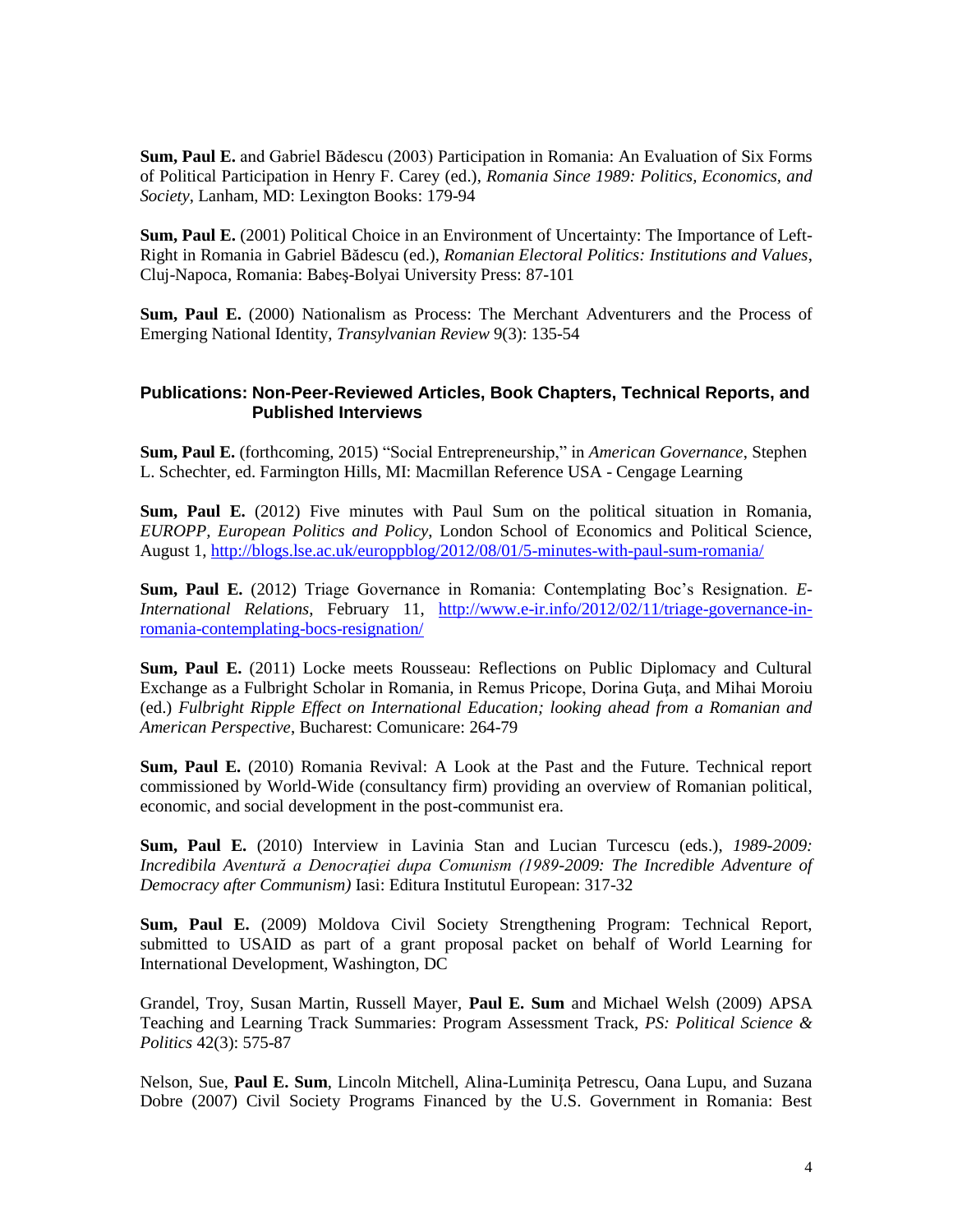**Sum, Paul E.** and Gabriel Bădescu (2003) Participation in Romania: An Evaluation of Six Forms of Political Participation in Henry F. Carey (ed.), *Romania Since 1989: Politics, Economics, and Society*, Lanham, MD: Lexington Books: 179-94

**Sum, Paul E.** (2001) Political Choice in an Environment of Uncertainty: The Importance of Left-Right in Romania in Gabriel Bădescu (ed.), *Romanian Electoral Politics: Institutions and Values*, Cluj-Napoca, Romania: Babeş-Bolyai University Press: 87-101

**Sum, Paul E.** (2000) Nationalism as Process: The Merchant Adventurers and the Process of Emerging National Identity, *Transylvanian Review* 9(3): 135-54

## Publications: Non-Peer-Reviewed Articles, Book Chapters, Technical Reports, and Published Interviews

**Sum, Paul E.** (forthcoming, 2015) "Social Entrepreneurship," in *American Governance*, Stephen L. Schechter, ed. Farmington Hills, MI: Macmillan Reference USA - Cengage Learning

**Sum, Paul E.** (2012) Five minutes with Paul Sum on the political situation in Romania, *EUROPP, European Politics and Policy*, London School of Economics and Political Science, August 1, http://blogs.lse.ac.uk/europpblog/2012/08/01/5-minutes-with-paul-sum-romania/

**Sum, Paul E.** (2012) Triage Governance in Romania: Contemplating Boc's Resignation. *E-International Relations*, February 11, http://www.e-ir.info/2012/02/11/triage-governance-in-romania-contemplating-bocs-resignation/

**Sum, Paul E.** (2011) Locke meets Rousseau: Reflections on Public Diplomacy and Cultural Exchange as a Fulbright Scholar in Romania, in Remus Pricope, Dorina Guţa, and Mihai Moroiu (ed.) *Fulbright Ripple Effect on International Education; looking ahead from a Romanian and American Perspective*, Bucharest: Comunicare: 264-79

**Sum, Paul E.** (2010) Romania Revival: A Look at the Past and the Future. Technical report commissioned by World-Wide (consultancy firm) providing an overview of Romanian political, economic, and social development in the post-communist era.

**Sum, Paul E.** (2010) Interview in Lavinia Stan and Lucian Turcescu (eds.), *1989-2009: Incredibila Aventură a Democraţiei dupa Comunism (1989-2009: The Incredible Adventure of Democracy after Communism)* Iasi: Editura Institutul European: 317-32

**Sum, Paul E.** (2009) Moldova Civil Society Strengthening Program: Technical Report, submitted to USAID as part of a grant proposal packet on behalf of World Learning for International Development, Washington, DC

Grandel, Troy, Susan Martin, Russell Mayer, **Paul E. Sum** and Michael Welsh (2009) APSA Teaching and Learning Track Summaries: Program Assessment Track, *PS: Political Science & Politics* 42(3): 575-87

Nelson, Sue, **Paul E. Sum**, Lincoln Mitchell, Alina-Luminiţa Petrescu, Oana Lupu, and Suzana Dobre (2007) Civil Society Programs Financed by the U.S. Government in Romania: Best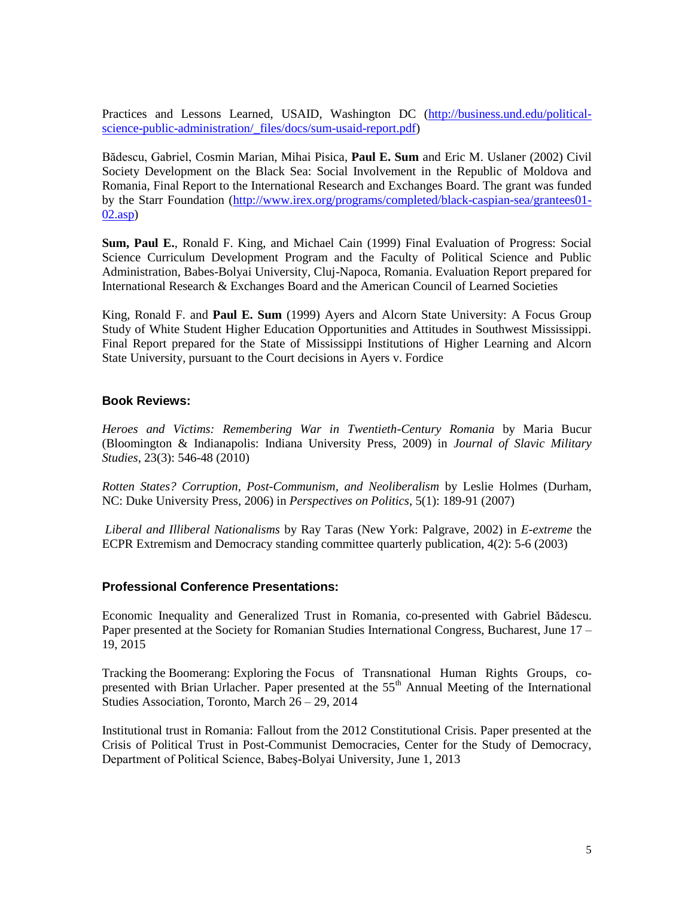Practices and Lessons Learned, USAID, Washington DC ([http://business.und.edu/political-science-public-administration/_files/docs/sum-usaid-report.pdf](http://business.und.edu/political-science-public-administration/_files/docs/sum-usaid-report.pdf))

Bădescu, Gabriel, Cosmin Marian, Mihai Pisica, **Paul E. Sum** and Eric M. Uslaner (2002) Civil Society Development on the Black Sea: Social Involvement in the Republic of Moldova and Romania, Final Report to the International Research and Exchanges Board. The grant was funded by the Starr Foundation ([http://www.irex.org/programs/completed/black-caspian-sea/grantees01-02.asp](http://www.irex.org/programs/completed/black-caspian-sea/grantees01-02.asp))

**Sum, Paul E.**, Ronald F. King, and Michael Cain (1999) Final Evaluation of Progress: Social Science Curriculum Development Program and the Faculty of Political Science and Public Administration, Babes-Bolyai University, Cluj-Napoca, Romania. Evaluation Report prepared for International Research & Exchanges Board and the American Council of Learned Societies

King, Ronald F. and **Paul E. Sum** (1999) Ayers and Alcorn State University: A Focus Group Study of White Student Higher Education Opportunities and Attitudes in Southwest Mississippi. Final Report prepared for the State of Mississippi Institutions of Higher Learning and Alcorn State University, pursuant to the Court decisions in Ayers v. Fordice

### Book Reviews:

*Heroes and Victims: Remembering War in Twentieth-Century Romania* by Maria Bucur (Bloomington & Indianapolis: Indiana University Press, 2009) in *Journal of Slavic Military Studies*, 23(3): 546-48 (2010)

*Rotten States? Corruption, Post-Communism, and Neoliberalism* by Leslie Holmes (Durham, NC: Duke University Press, 2006) in *Perspectives on Politics*, 5(1): 189-91 (2007)

*Liberal and Illiberal Nationalisms* by Ray Taras (New York: Palgrave, 2002) in *E-extreme* the ECPR Extremism and Democracy standing committee quarterly publication, 4(2): 5-6 (2003)

### Professional Conference Presentations:

Economic Inequality and Generalized Trust in Romania, co-presented with Gabriel Bădescu. Paper presented at the Society for Romanian Studies International Congress, Bucharest, June 17 – 19, 2015

Tracking the Boomerang: Exploring the Focus of Transnational Human Rights Groups, co-presented with Brian Urlacher. Paper presented at the 55th Annual Meeting of the International Studies Association, Toronto, March 26 – 29, 2014

Institutional trust in Romania: Fallout from the 2012 Constitutional Crisis. Paper presented at the Crisis of Political Trust in Post-Communist Democracies, Center for the Study of Democracy, Department of Political Science, Babeş-Bolyai University, June 1, 2013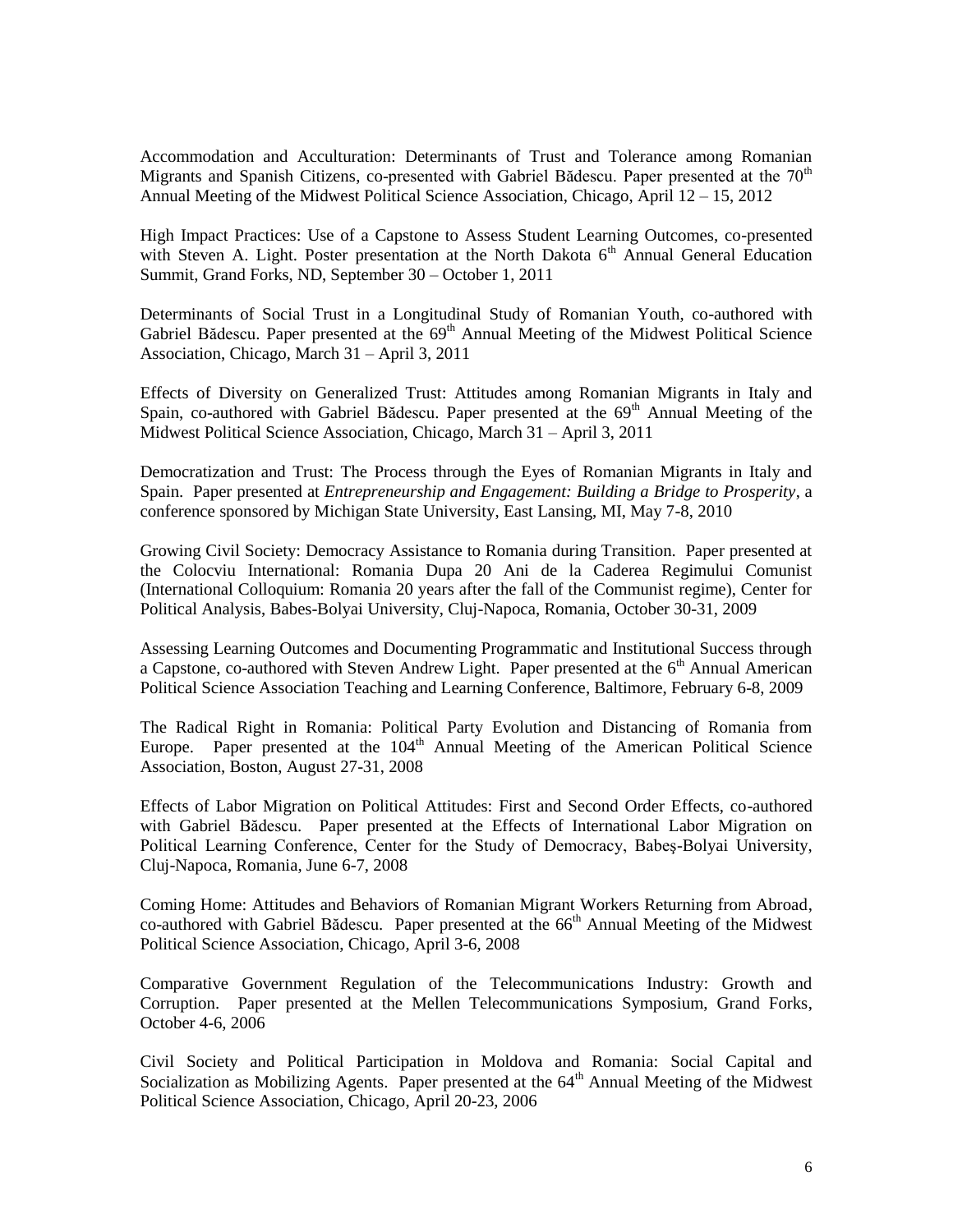Accommodation and Acculturation: Determinants of Trust and Tolerance among Romanian Migrants and Spanish Citizens, co-presented with Gabriel Bădescu. Paper presented at the 70th Annual Meeting of the Midwest Political Science Association, Chicago, April 12 – 15, 2012

High Impact Practices: Use of a Capstone to Assess Student Learning Outcomes, co-presented with Steven A. Light. Poster presentation at the North Dakota 6th Annual General Education Summit, Grand Forks, ND, September 30 – October 1, 2011

Determinants of Social Trust in a Longitudinal Study of Romanian Youth, co-authored with Gabriel Bădescu. Paper presented at the 69th Annual Meeting of the Midwest Political Science Association, Chicago, March 31 – April 3, 2011

Effects of Diversity on Generalized Trust: Attitudes among Romanian Migrants in Italy and Spain, co-authored with Gabriel Bădescu. Paper presented at the 69th Annual Meeting of the Midwest Political Science Association, Chicago, March 31 – April 3, 2011

Democratization and Trust: The Process through the Eyes of Romanian Migrants in Italy and Spain. Paper presented at *Entrepreneurship and Engagement: Building a Bridge to Prosperity*, a conference sponsored by Michigan State University, East Lansing, MI, May 7-8, 2010

Growing Civil Society: Democracy Assistance to Romania during Transition. Paper presented at the Colocviu International: Romania Dupa 20 Ani de la Caderea Regimului Comunist (International Colloquium: Romania 20 years after the fall of the Communist regime), Center for Political Analysis, Babes-Bolyai University, Cluj-Napoca, Romania, October 30-31, 2009

Assessing Learning Outcomes and Documenting Programmatic and Institutional Success through a Capstone, co-authored with Steven Andrew Light. Paper presented at the 6th Annual American Political Science Association Teaching and Learning Conference, Baltimore, February 6-8, 2009

The Radical Right in Romania: Political Party Evolution and Distancing of Romania from Europe. Paper presented at the 104th Annual Meeting of the American Political Science Association, Boston, August 27-31, 2008

Effects of Labor Migration on Political Attitudes: First and Second Order Effects, co-authored with Gabriel Bădescu. Paper presented at the Effects of International Labor Migration on Political Learning Conference, Center for the Study of Democracy, Babeş-Bolyai University, Cluj-Napoca, Romania, June 6-7, 2008

Coming Home: Attitudes and Behaviors of Romanian Migrant Workers Returning from Abroad, co-authored with Gabriel Bădescu. Paper presented at the 66th Annual Meeting of the Midwest Political Science Association, Chicago, April 3-6, 2008

Comparative Government Regulation of the Telecommunications Industry: Growth and Corruption. Paper presented at the Mellen Telecommunications Symposium, Grand Forks, October 4-6, 2006

Civil Society and Political Participation in Moldova and Romania: Social Capital and Socialization as Mobilizing Agents. Paper presented at the 64th Annual Meeting of the Midwest Political Science Association, Chicago, April 20-23, 2006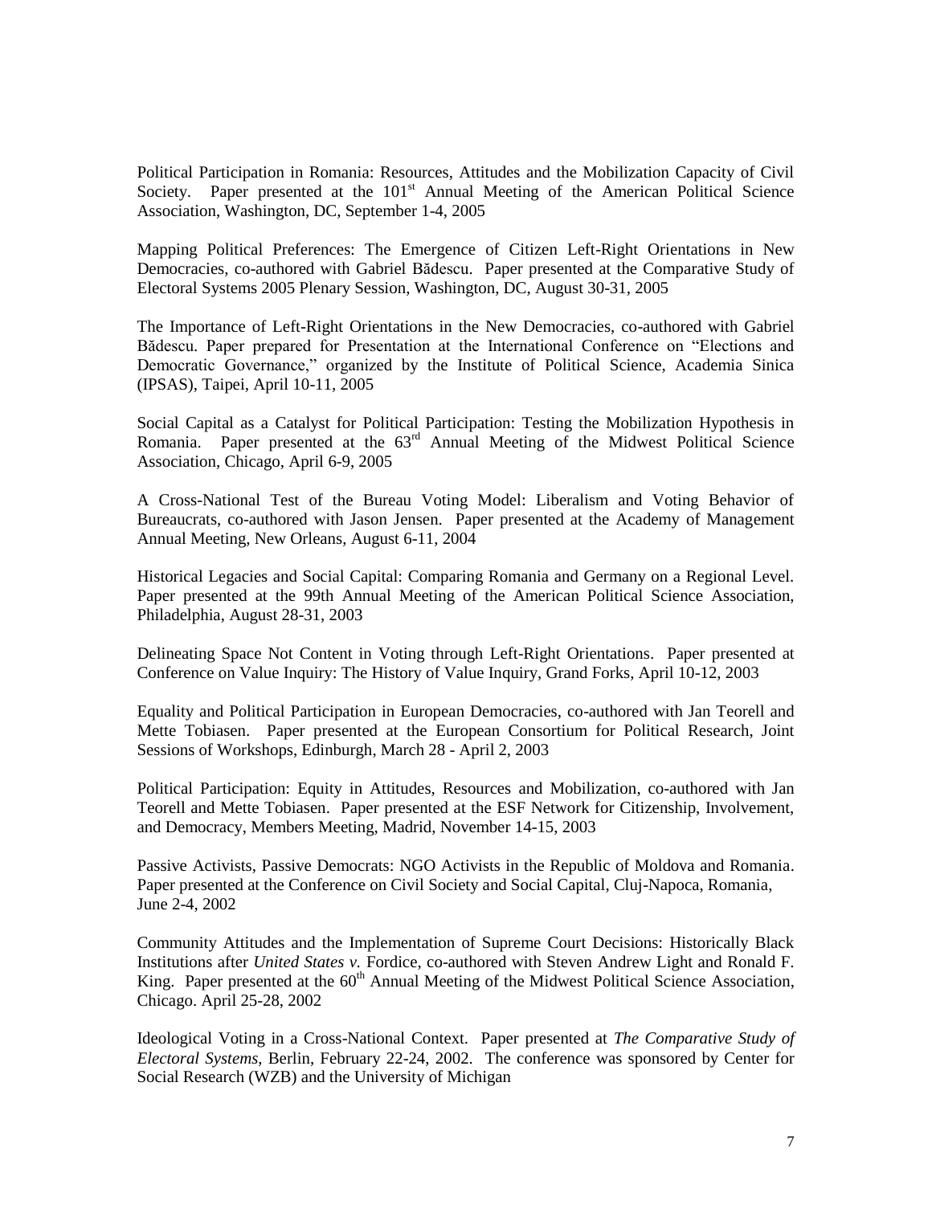Political Participation in Romania: Resources, Attitudes and the Mobilization Capacity of Civil Society. Paper presented at the 101st Annual Meeting of the American Political Science Association, Washington, DC, September 1-4, 2005

Mapping Political Preferences: The Emergence of Citizen Left-Right Orientations in New Democracies, co-authored with Gabriel Bădescu. Paper presented at the Comparative Study of Electoral Systems 2005 Plenary Session, Washington, DC, August 30-31, 2005

The Importance of Left-Right Orientations in the New Democracies, co-authored with Gabriel Bădescu. Paper prepared for Presentation at the International Conference on "Elections and Democratic Governance," organized by the Institute of Political Science, Academia Sinica (IPSAS), Taipei, April 10-11, 2005

Social Capital as a Catalyst for Political Participation: Testing the Mobilization Hypothesis in Romania. Paper presented at the 63rd Annual Meeting of the Midwest Political Science Association, Chicago, April 6-9, 2005

A Cross-National Test of the Bureau Voting Model: Liberalism and Voting Behavior of Bureaucrats, co-authored with Jason Jensen. Paper presented at the Academy of Management Annual Meeting, New Orleans, August 6-11, 2004

Historical Legacies and Social Capital: Comparing Romania and Germany on a Regional Level. Paper presented at the 99th Annual Meeting of the American Political Science Association, Philadelphia, August 28-31, 2003

Delineating Space Not Content in Voting through Left-Right Orientations. Paper presented at Conference on Value Inquiry: The History of Value Inquiry, Grand Forks, April 10-12, 2003

Equality and Political Participation in European Democracies, co-authored with Jan Teorell and Mette Tobiasen. Paper presented at the European Consortium for Political Research, Joint Sessions of Workshops, Edinburgh, March 28 - April 2, 2003

Political Participation: Equity in Attitudes, Resources and Mobilization, co-authored with Jan Teorell and Mette Tobiasen. Paper presented at the ESF Network for Citizenship, Involvement, and Democracy, Members Meeting, Madrid, November 14-15, 2003

Passive Activists, Passive Democrats: NGO Activists in the Republic of Moldova and Romania. Paper presented at the Conference on Civil Society and Social Capital, Cluj-Napoca, Romania, June 2-4, 2002

Community Attitudes and the Implementation of Supreme Court Decisions: Historically Black Institutions after *United States v.* Fordice, co-authored with Steven Andrew Light and Ronald F. King. Paper presented at the 60th Annual Meeting of the Midwest Political Science Association, Chicago. April 25-28, 2002

Ideological Voting in a Cross-National Context. Paper presented at *The Comparative Study of Electoral Systems*, Berlin, February 22-24, 2002. The conference was sponsored by Center for Social Research (WZB) and the University of Michigan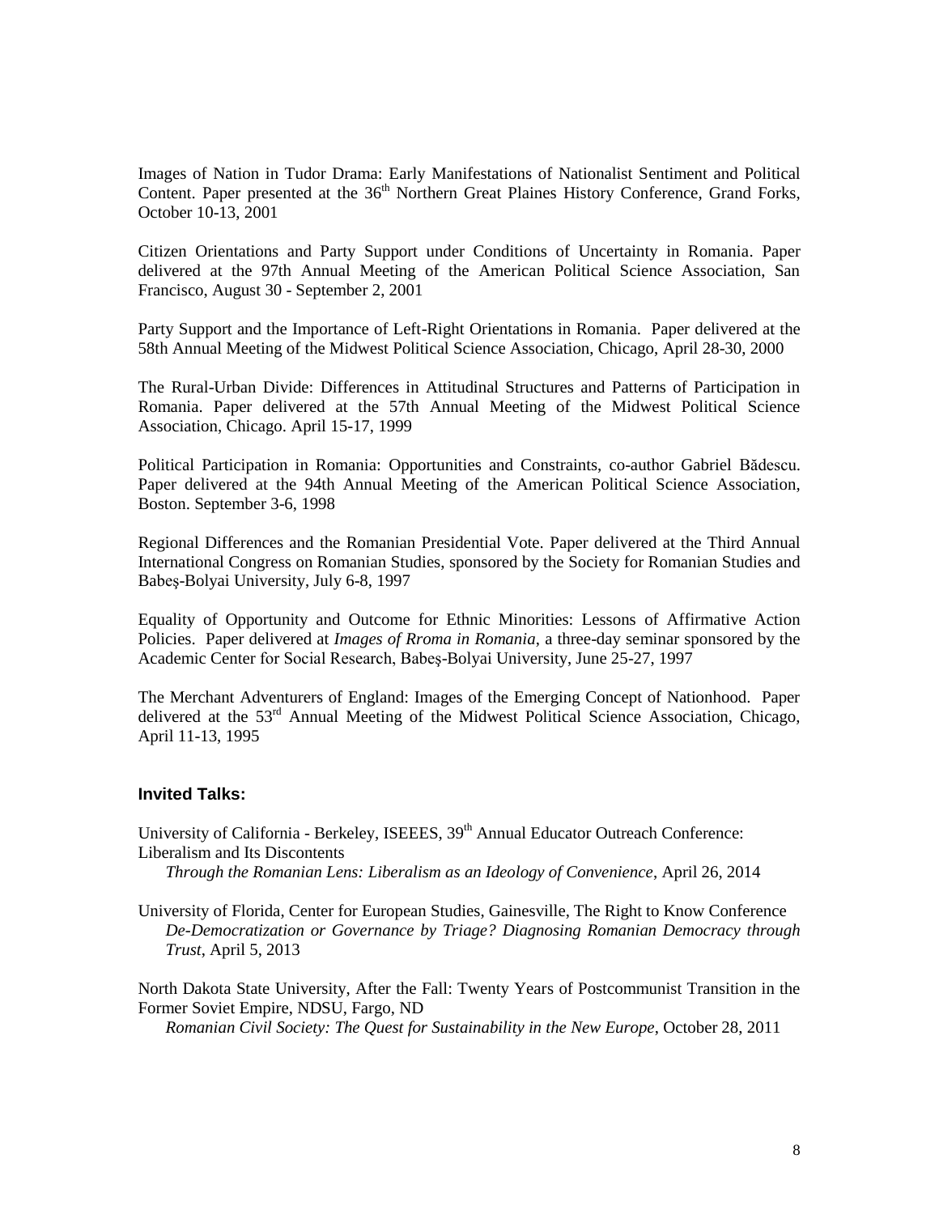Images of Nation in Tudor Drama: Early Manifestations of Nationalist Sentiment and Political Content. Paper presented at the 36th Northern Great Plaines History Conference, Grand Forks, October 10-13, 2001

Citizen Orientations and Party Support under Conditions of Uncertainty in Romania. Paper delivered at the 97th Annual Meeting of the American Political Science Association, San Francisco, August 30 - September 2, 2001

Party Support and the Importance of Left-Right Orientations in Romania. Paper delivered at the 58th Annual Meeting of the Midwest Political Science Association, Chicago, April 28-30, 2000

The Rural-Urban Divide: Differences in Attitudinal Structures and Patterns of Participation in Romania. Paper delivered at the 57th Annual Meeting of the Midwest Political Science Association, Chicago. April 15-17, 1999

Political Participation in Romania: Opportunities and Constraints, co-author Gabriel Bădescu. Paper delivered at the 94th Annual Meeting of the American Political Science Association, Boston. September 3-6, 1998

Regional Differences and the Romanian Presidential Vote. Paper delivered at the Third Annual International Congress on Romanian Studies, sponsored by the Society for Romanian Studies and Babeş-Bolyai University, July 6-8, 1997

Equality of Opportunity and Outcome for Ethnic Minorities: Lessons of Affirmative Action Policies. Paper delivered at *Images of Rroma in Romania*, a three-day seminar sponsored by the Academic Center for Social Research, Babeş-Bolyai University, June 25-27, 1997

The Merchant Adventurers of England: Images of the Emerging Concept of Nationhood. Paper delivered at the 53rd Annual Meeting of the Midwest Political Science Association, Chicago, April 11-13, 1995

### Invited Talks:

University of California - Berkeley, ISEEES, 39th Annual Educator Outreach Conference: Liberalism and Its Discontents
*Through the Romanian Lens: Liberalism as an Ideology of Convenience*, April 26, 2014

University of Florida, Center for European Studies, Gainesville, The Right to Know Conference
*De-Democratization or Governance by Triage? Diagnosing Romanian Democracy through Trust*, April 5, 2013

North Dakota State University, After the Fall: Twenty Years of Postcommunist Transition in the Former Soviet Empire, NDSU, Fargo, ND
*Romanian Civil Society: The Quest for Sustainability in the New Europe*, October 28, 2011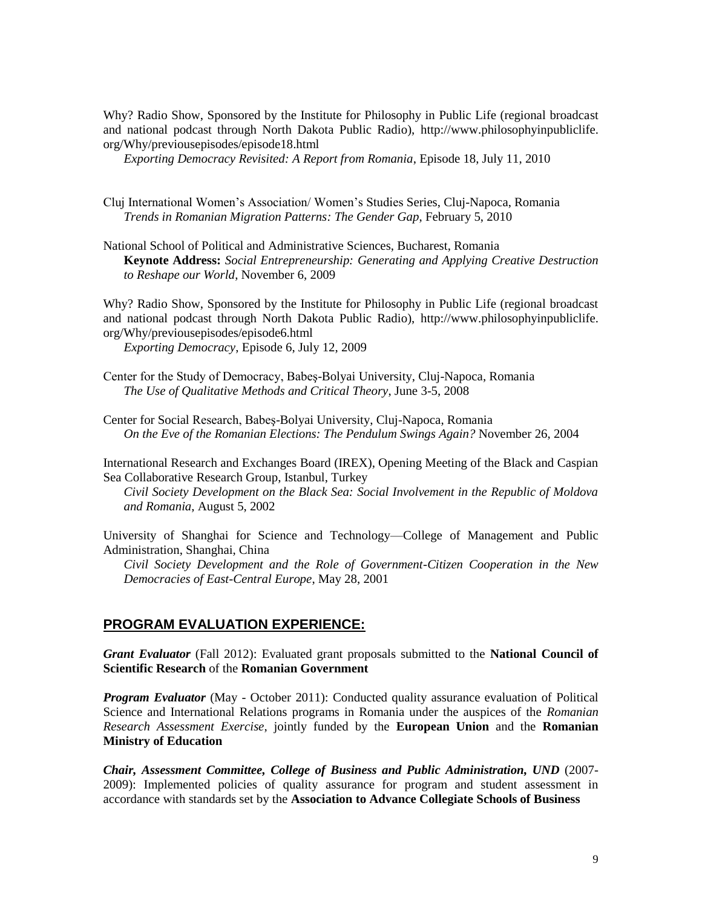Why? Radio Show, Sponsored by the Institute for Philosophy in Public Life (regional broadcast and national podcast through North Dakota Public Radio), http://www.philosophyinpubliclife.org/Why/previousepisodes/episode18.html
*Exporting Democracy Revisited: A Report from Romania*, Episode 18, July 11, 2010

Cluj International Women's Association/ Women's Studies Series, Cluj-Napoca, Romania
*Trends in Romanian Migration Patterns: The Gender Gap*, February 5, 2010

National School of Political and Administrative Sciences, Bucharest, Romania
**Keynote Address:** *Social Entrepreneurship: Generating and Applying Creative Destruction to Reshape our World*, November 6, 2009

Why? Radio Show, Sponsored by the Institute for Philosophy in Public Life (regional broadcast and national podcast through North Dakota Public Radio), http://www.philosophyinpubliclife.org/Why/previousepisodes/episode6.html
*Exporting Democracy*, Episode 6, July 12, 2009

Center for the Study of Democracy, Babeş-Bolyai University, Cluj-Napoca, Romania
*The Use of Qualitative Methods and Critical Theory*, June 3-5, 2008

Center for Social Research, Babeş-Bolyai University, Cluj-Napoca, Romania
*On the Eve of the Romanian Elections: The Pendulum Swings Again?* November 26, 2004

International Research and Exchanges Board (IREX), Opening Meeting of the Black and Caspian Sea Collaborative Research Group, Istanbul, Turkey
*Civil Society Development on the Black Sea: Social Involvement in the Republic of Moldova and Romania*, August 5, 2002

University of Shanghai for Science and Technology—College of Management and Public Administration, Shanghai, China
*Civil Society Development and the Role of Government-Citizen Cooperation in the New Democracies of East-Central Europe*, May 28, 2001

## PROGRAM EVALUATION EXPERIENCE:

***Grant Evaluator*** (Fall 2012): Evaluated grant proposals submitted to the **National Council of Scientific Research** of the **Romanian Government**

***Program Evaluator*** (May - October 2011): Conducted quality assurance evaluation of Political Science and International Relations programs in Romania under the auspices of the *Romanian Research Assessment Exercise*, jointly funded by the **European Union** and the **Romanian Ministry of Education**

***Chair, Assessment Committee, College of Business and Public Administration, UND*** (2007-2009): Implemented policies of quality assurance for program and student assessment in accordance with standards set by the **Association to Advance Collegiate Schools of Business**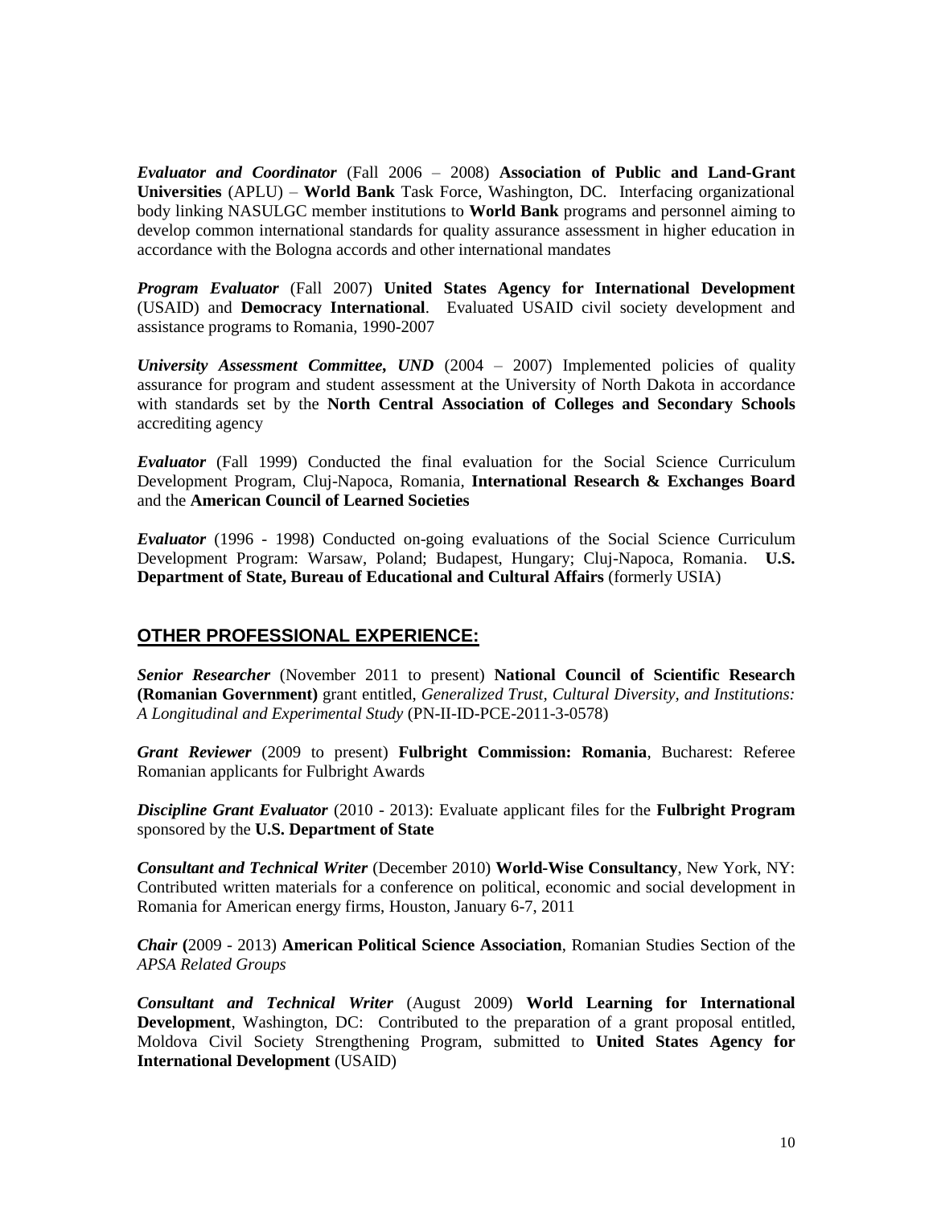***Evaluator and Coordinator*** (Fall 2006 – 2008) **Association of Public and Land-Grant Universities** (APLU) – **World Bank** Task Force, Washington, DC. Interfacing organizational body linking NASULGC member institutions to **World Bank** programs and personnel aiming to develop common international standards for quality assurance assessment in higher education in accordance with the Bologna accords and other international mandates

***Program Evaluator*** (Fall 2007) **United States Agency for International Development** (USAID) and **Democracy International**. Evaluated USAID civil society development and assistance programs to Romania, 1990-2007

***University Assessment Committee, UND*** (2004 – 2007) Implemented policies of quality assurance for program and student assessment at the University of North Dakota in accordance with standards set by the **North Central Association of Colleges and Secondary Schools** accrediting agency

***Evaluator*** (Fall 1999) Conducted the final evaluation for the Social Science Curriculum Development Program, Cluj-Napoca, Romania, **International Research & Exchanges Board** and the **American Council of Learned Societies**

***Evaluator*** (1996 - 1998) Conducted on-going evaluations of the Social Science Curriculum Development Program: Warsaw, Poland; Budapest, Hungary; Cluj-Napoca, Romania. **U.S. Department of State, Bureau of Educational and Cultural Affairs** (formerly USIA)

## OTHER PROFESSIONAL EXPERIENCE:

***Senior Researcher*** (November 2011 to present) **National Council of Scientific Research (Romanian Government)** grant entitled, *Generalized Trust, Cultural Diversity, and Institutions: A Longitudinal and Experimental Study* (PN-II-ID-PCE-2011-3-0578)

***Grant Reviewer*** (2009 to present) **Fulbright Commission: Romania**, Bucharest: Referee Romanian applicants for Fulbright Awards

***Discipline Grant Evaluator*** (2010 - 2013): Evaluate applicant files for the **Fulbright Program** sponsored by the **U.S. Department of State**

***Consultant and Technical Writer*** (December 2010) **World-Wise Consultancy**, New York, NY: Contributed written materials for a conference on political, economic and social development in Romania for American energy firms, Houston, January 6-7, 2011

***Chair*** **(**2009 - 2013) **American Political Science Association**, Romanian Studies Section of the *APSA Related Groups*

***Consultant and Technical Writer*** (August 2009) **World Learning for International Development**, Washington, DC: Contributed to the preparation of a grant proposal entitled, Moldova Civil Society Strengthening Program, submitted to **United States Agency for International Development** (USAID)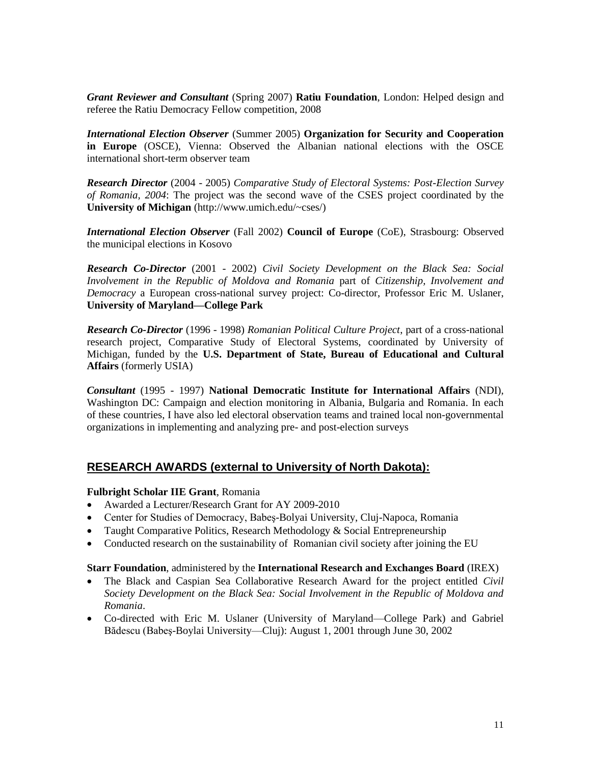***Grant Reviewer and Consultant*** (Spring 2007) **Ratiu Foundation**, London: Helped design and referee the Ratiu Democracy Fellow competition, 2008

***International Election Observer*** (Summer 2005) **Organization for Security and Cooperation in Europe** (OSCE), Vienna: Observed the Albanian national elections with the OSCE international short-term observer team

***Research Director*** (2004 - 2005) *Comparative Study of Electoral Systems: Post-Election Survey of Romania, 2004*: The project was the second wave of the CSES project coordinated by the **University of Michigan** (http://www.umich.edu/~cses/)

***International Election Observer*** (Fall 2002) **Council of Europe** (CoE), Strasbourg: Observed the municipal elections in Kosovo

***Research Co-Director*** (2001 - 2002) *Civil Society Development on the Black Sea: Social Involvement in the Republic of Moldova and Romania* part of *Citizenship, Involvement and Democracy* a European cross-national survey project: Co-director, Professor Eric M. Uslaner, **University of Maryland—College Park**

***Research Co-Director*** (1996 - 1998) *Romanian Political Culture Project*, part of a cross-national research project, Comparative Study of Electoral Systems, coordinated by University of Michigan, funded by the **U.S. Department of State, Bureau of Educational and Cultural Affairs** (formerly USIA)

***Consultant*** (1995 - 1997) **National Democratic Institute for International Affairs** (NDI), Washington DC: Campaign and election monitoring in Albania, Bulgaria and Romania. In each of these countries, I have also led electoral observation teams and trained local non-governmental organizations in implementing and analyzing pre- and post-election surveys

## RESEARCH AWARDS (external to University of North Dakota):

**Fulbright Scholar IIE Grant**, Romania

- Awarded a Lecturer/Research Grant for AY 2009-2010
- Center for Studies of Democracy, Babeş-Bolyai University, Cluj-Napoca, Romania
- Taught Comparative Politics, Research Methodology & Social Entrepreneurship
- Conducted research on the sustainability of Romanian civil society after joining the EU

**Starr Foundation**, administered by the **International Research and Exchanges Board** (IREX)

- The Black and Caspian Sea Collaborative Research Award for the project entitled *Civil Society Development on the Black Sea: Social Involvement in the Republic of Moldova and Romania*.
- Co-directed with Eric M. Uslaner (University of Maryland—College Park) and Gabriel Bădescu (Babeş-Boylai University—Cluj): August 1, 2001 through June 30, 2002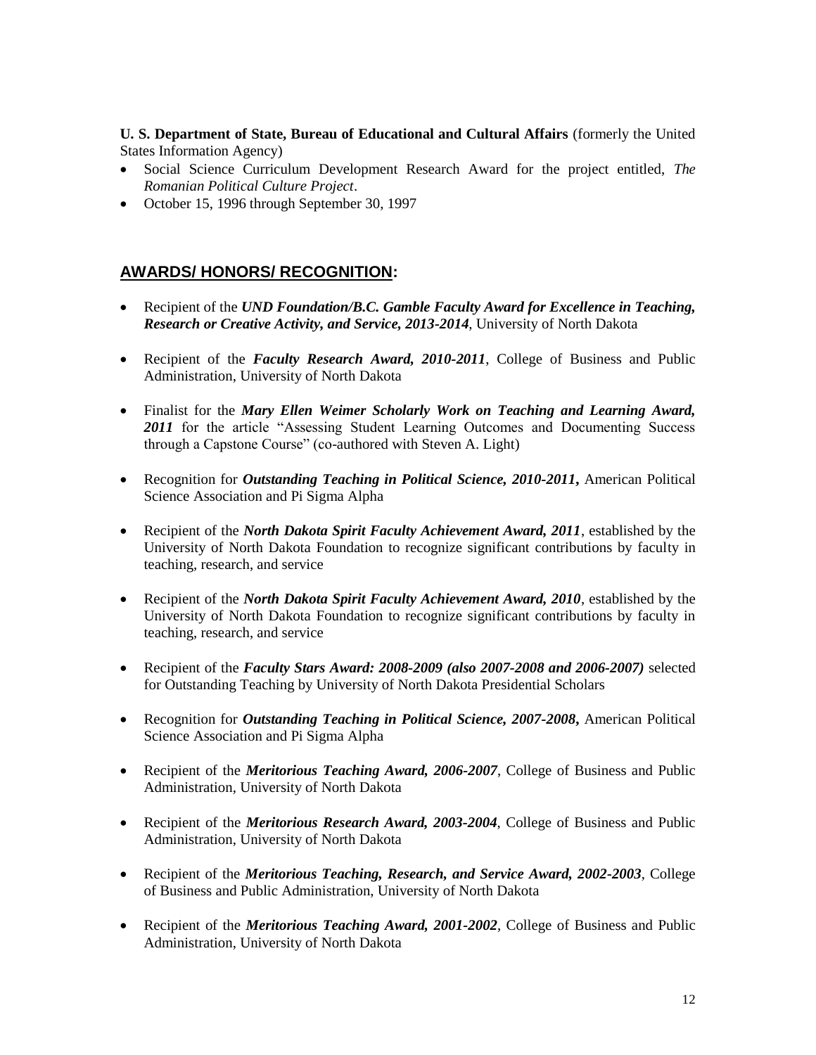**U. S. Department of State, Bureau of Educational and Cultural Affairs** (formerly the United States Information Agency)

- Social Science Curriculum Development Research Award for the project entitled, *The Romanian Political Culture Project*.
- October 15, 1996 through September 30, 1997

## AWARDS/ HONORS/ RECOGNITION:

- Recipient of the ***UND Foundation/B.C. Gamble Faculty Award for Excellence in Teaching, Research or Creative Activity, and Service, 2013-2014***, University of North Dakota
- Recipient of the ***Faculty Research Award, 2010-2011***, College of Business and Public Administration, University of North Dakota
- Finalist for the ***Mary Ellen Weimer Scholarly Work on Teaching and Learning Award, 2011*** for the article "Assessing Student Learning Outcomes and Documenting Success through a Capstone Course" (co-authored with Steven A. Light)
- Recognition for ***Outstanding Teaching in Political Science, 2010-2011***, American Political Science Association and Pi Sigma Alpha
- Recipient of the ***North Dakota Spirit Faculty Achievement Award, 2011***, established by the University of North Dakota Foundation to recognize significant contributions by faculty in teaching, research, and service
- Recipient of the ***North Dakota Spirit Faculty Achievement Award, 2010***, established by the University of North Dakota Foundation to recognize significant contributions by faculty in teaching, research, and service
- Recipient of the ***Faculty Stars Award: 2008-2009 (also 2007-2008 and 2006-2007)*** selected for Outstanding Teaching by University of North Dakota Presidential Scholars
- Recognition for ***Outstanding Teaching in Political Science, 2007-2008***, American Political Science Association and Pi Sigma Alpha
- Recipient of the ***Meritorious Teaching Award, 2006-2007***, College of Business and Public Administration, University of North Dakota
- Recipient of the ***Meritorious Research Award, 2003-2004***, College of Business and Public Administration, University of North Dakota
- Recipient of the ***Meritorious Teaching, Research, and Service Award, 2002-2003***, College of Business and Public Administration, University of North Dakota
- Recipient of the ***Meritorious Teaching Award, 2001-2002***, College of Business and Public Administration, University of North Dakota